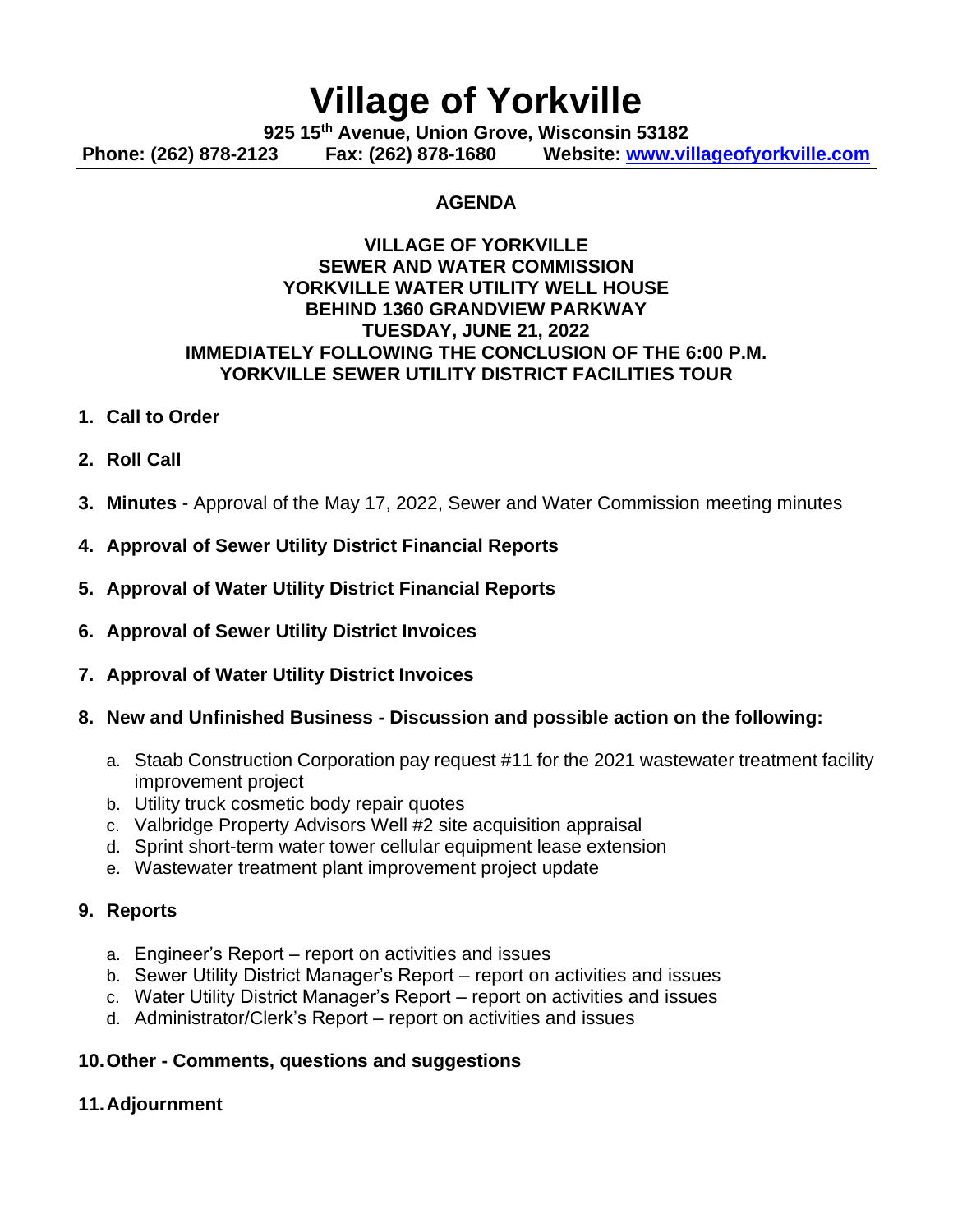# Village of Yorkville

**925 15th Avenue, Union Grove, Wisconsin 53182**
**Phone: (262) 878-2123 Fax: (262) 878-1680 Website: www.villageofyorkville.com**

## AGENDA

**VILLAGE OF YORKVILLE**
**SEWER AND WATER COMMISSION**
**YORKVILLE WATER UTILITY WELL HOUSE**
**BEHIND 1360 GRANDVIEW PARKWAY**
**TUESDAY, JUNE 21, 2022**
**IMMEDIATELY FOLLOWING THE CONCLUSION OF THE 6:00 P.M.**
**YORKVILLE SEWER UTILITY DISTRICT FACILITIES TOUR**

1. **Call to Order**
2. **Roll Call**
3. **Minutes** - Approval of the May 17, 2022, Sewer and Water Commission meeting minutes
4. **Approval of Sewer Utility District Financial Reports**
5. **Approval of Water Utility District Financial Reports**
6. **Approval of Sewer Utility District Invoices**
7. **Approval of Water Utility District Invoices**
8. **New and Unfinished Business - Discussion and possible action on the following:**
   a. Staab Construction Corporation pay request #11 for the 2021 wastewater treatment facility improvement project
   b. Utility truck cosmetic body repair quotes
   c. Valbridge Property Advisors Well #2 site acquisition appraisal
   d. Sprint short-term water tower cellular equipment lease extension
   e. Wastewater treatment plant improvement project update
9. **Reports**
   a. Engineer's Report – report on activities and issues
   b. Sewer Utility District Manager's Report – report on activities and issues
   c. Water Utility District Manager's Report – report on activities and issues
   d. Administrator/Clerk's Report – report on activities and issues
10. **Other - Comments, questions and suggestions**
11. **Adjournment**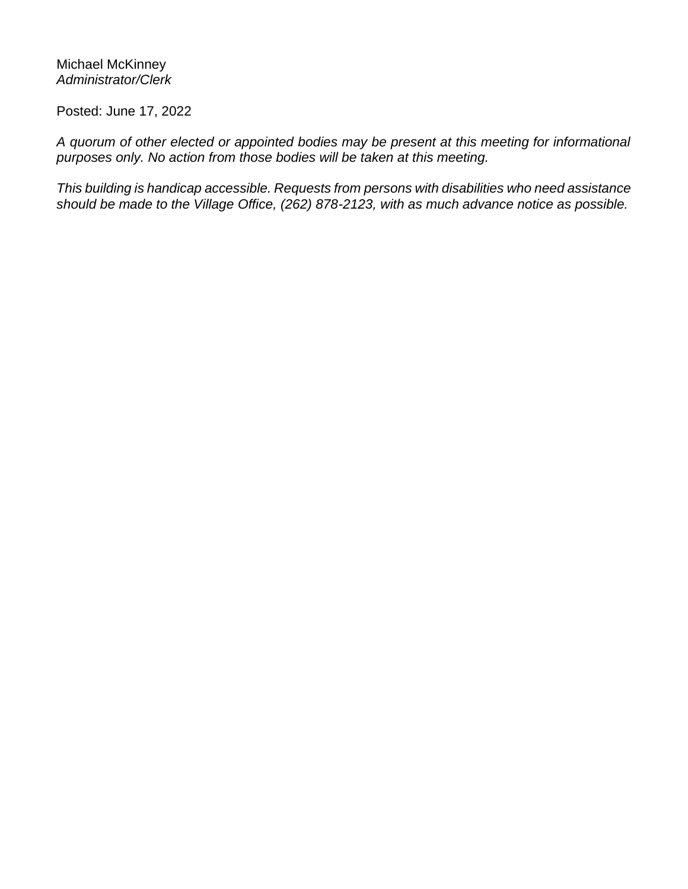Michael McKinney
*Administrator/Clerk*

Posted: June 17, 2022

*A quorum of other elected or appointed bodies may be present at this meeting for informational purposes only. No action from those bodies will be taken at this meeting.*

*This building is handicap accessible. Requests from persons with disabilities who need assistance should be made to the Village Office, (262) 878-2123, with as much advance notice as possible.*